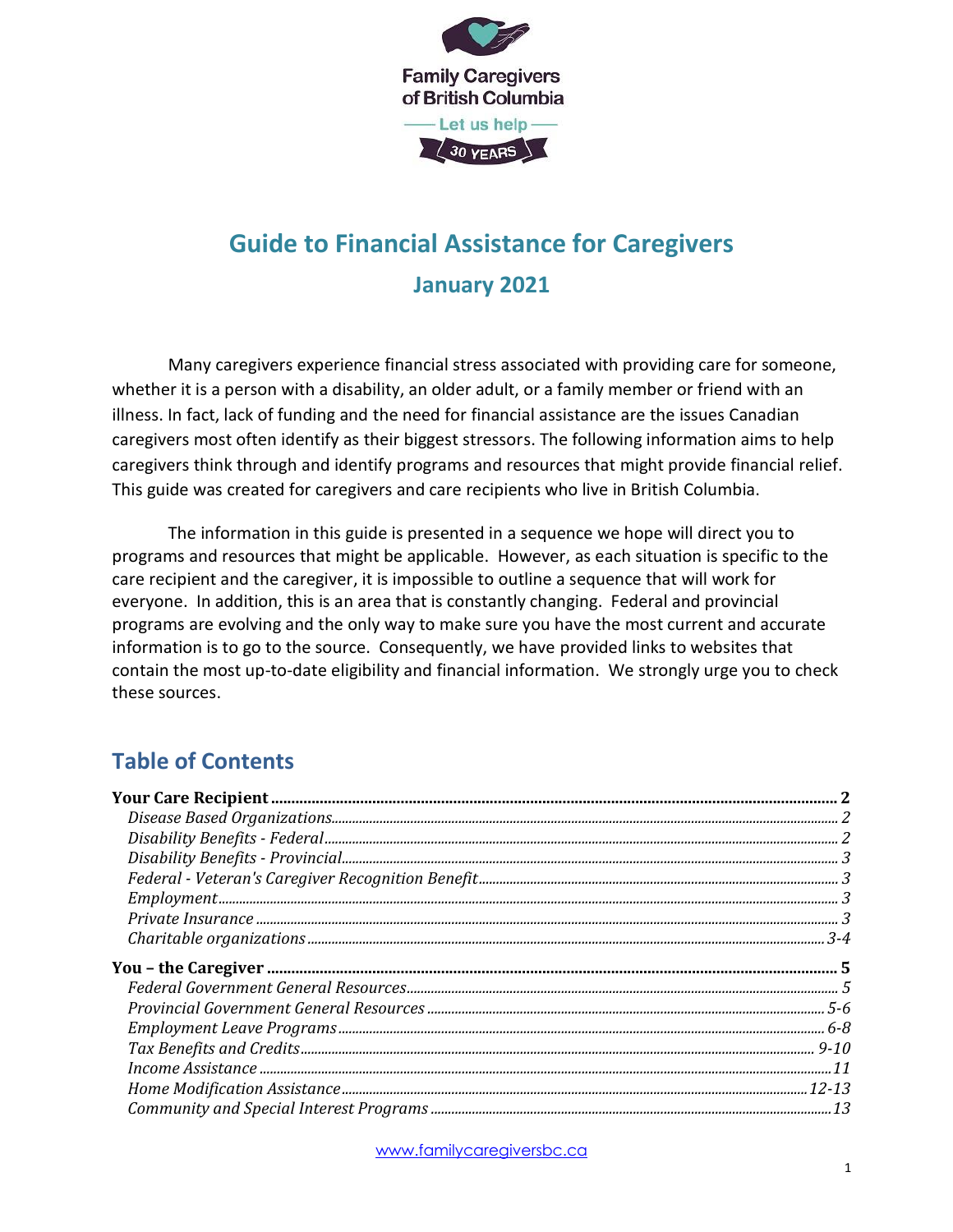Family Caregivers of British Columbia

Let us help

30 YEARS

# Guide to Financial Assistance for Caregivers

## January 2021

Many caregivers experience financial stress associated with providing care for someone, whether it is a person with a disability, an older adult, or a family member or friend with an illness. In fact, lack of funding and the need for financial assistance are the issues Canadian caregivers most often identify as their biggest stressors. The following information aims to help caregivers think through and identify programs and resources that might provide financial relief. This guide was created for caregivers and care recipients who live in British Columbia.

The information in this guide is presented in a sequence we hope will direct you to programs and resources that might be applicable. However, as each situation is specific to the care recipient and the caregiver, it is impossible to outline a sequence that will work for everyone. In addition, this is an area that is constantly changing. Federal and provincial programs are evolving and the only way to make sure you have the most current and accurate information is to go to the source. Consequently, we have provided links to websites that contain the most up-to-date eligibility and financial information. We strongly urge you to check these sources.

## Table of Contents

**Your Care Recipient** .......... **2**
- *Disease Based Organizations* .......... *2*
- *Disability Benefits - Federal* .......... *2*
- *Disability Benefits - Provincial* .......... *3*
- *Federal - Veteran's Caregiver Recognition Benefit* .......... *3*
- *Employment* .......... *3*
- *Private Insurance* .......... *3*
- *Charitable organizations* .......... *3-4*

**You – the Caregiver** .......... **5**
- *Federal Government General Resources* .......... *5*
- *Provincial Government General Resources* .......... *5-6*
- *Employment Leave Programs* .......... *6-8*
- *Tax Benefits and Credits* .......... *9-10*
- *Income Assistance* .......... *11*
- *Home Modification Assistance* .......... *12-13*
- *Community and Special Interest Programs* .......... *13*

www.familycaregiversbc.ca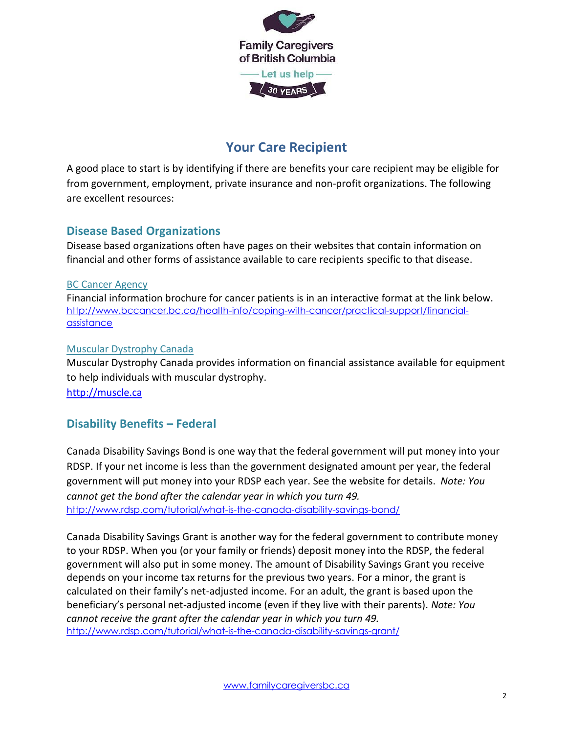# Your Care Recipient

A good place to start is by identifying if there are benefits your care recipient may be eligible for from government, employment, private insurance and non-profit organizations. The following are excellent resources:

## Disease Based Organizations

Disease based organizations often have pages on their websites that contain information on financial and other forms of assistance available to care recipients specific to that disease.

### BC Cancer Agency

Financial information brochure for cancer patients is in an interactive format at the link below.
http://www.bccancer.bc.ca/health-info/coping-with-cancer/practical-support/financial-assistance

### Muscular Dystrophy Canada

Muscular Dystrophy Canada provides information on financial assistance available for equipment to help individuals with muscular dystrophy.
http://muscle.ca

## Disability Benefits – Federal

Canada Disability Savings Bond is one way that the federal government will put money into your RDSP. If your net income is less than the government designated amount per year, the federal government will put money into your RDSP each year. See the website for details. *Note: You cannot get the bond after the calendar year in which you turn 49.*
http://www.rdsp.com/tutorial/what-is-the-canada-disability-savings-bond/

Canada Disability Savings Grant is another way for the federal government to contribute money to your RDSP. When you (or your family or friends) deposit money into the RDSP, the federal government will also put in some money. The amount of Disability Savings Grant you receive depends on your income tax returns for the previous two years. For a minor, the grant is calculated on their family's net-adjusted income. For an adult, the grant is based upon the beneficiary's personal net-adjusted income (even if they live with their parents). *Note: You cannot receive the grant after the calendar year in which you turn 49.*
http://www.rdsp.com/tutorial/what-is-the-canada-disability-savings-grant/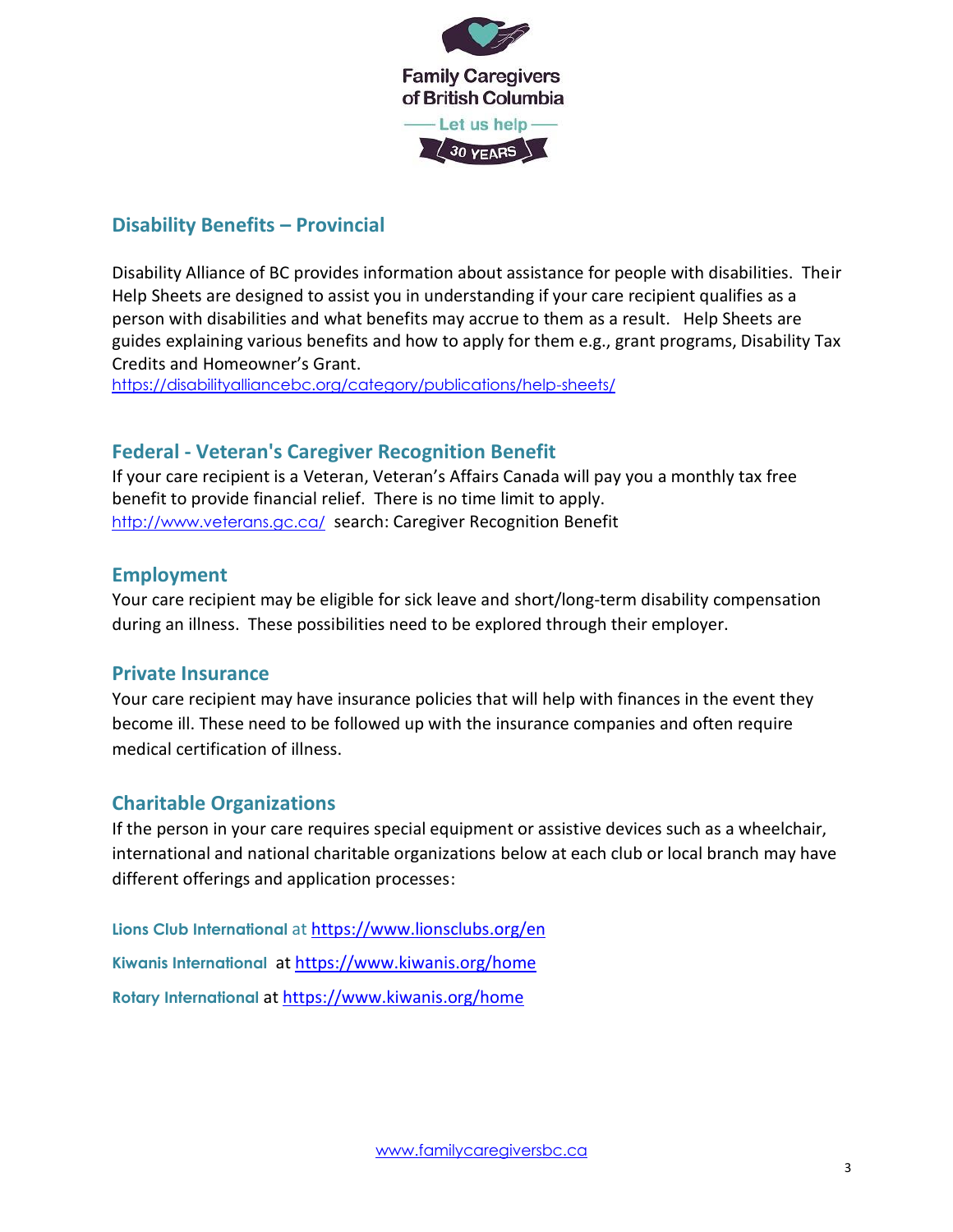## Disability Benefits – Provincial

Disability Alliance of BC provides information about assistance for people with disabilities. Their Help Sheets are designed to assist you in understanding if your care recipient qualifies as a person with disabilities and what benefits may accrue to them as a result. Help Sheets are guides explaining various benefits and how to apply for them e.g., grant programs, Disability Tax Credits and Homeowner's Grant.
https://disabilityalliancebc.org/category/publications/help-sheets/

## Federal - Veteran's Caregiver Recognition Benefit

If your care recipient is a Veteran, Veteran's Affairs Canada will pay you a monthly tax free benefit to provide financial relief. There is no time limit to apply.
http://www.veterans.gc.ca/ search: Caregiver Recognition Benefit

## Employment

Your care recipient may be eligible for sick leave and short/long-term disability compensation during an illness. These possibilities need to be explored through their employer.

## Private Insurance

Your care recipient may have insurance policies that will help with finances in the event they become ill. These need to be followed up with the insurance companies and often require medical certification of illness.

## Charitable Organizations

If the person in your care requires special equipment or assistive devices such as a wheelchair, international and national charitable organizations below at each club or local branch may have different offerings and application processes:

**Lions Club International** at https://www.lionsclubs.org/en

**Kiwanis International** at https://www.kiwanis.org/home

**Rotary International** at https://www.kiwanis.org/home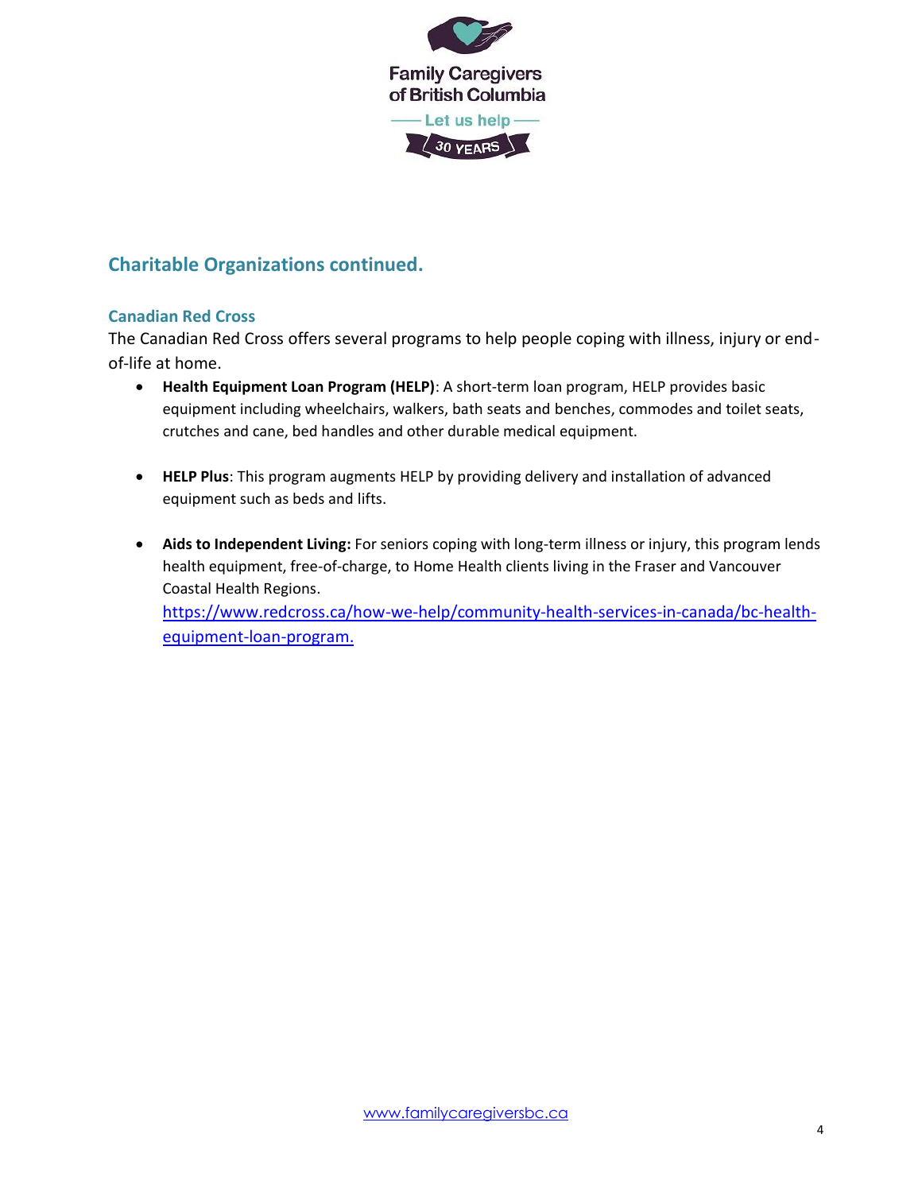## Charitable Organizations continued.

### Canadian Red Cross

The Canadian Red Cross offers several programs to help people coping with illness, injury or end-of-life at home.

- **Health Equipment Loan Program (HELP)**: A short-term loan program, HELP provides basic equipment including wheelchairs, walkers, bath seats and benches, commodes and toilet seats, crutches and cane, bed handles and other durable medical equipment.

- **HELP Plus**: This program augments HELP by providing delivery and installation of advanced equipment such as beds and lifts.

- **Aids to Independent Living:** For seniors coping with long-term illness or injury, this program lends health equipment, free-of-charge, to Home Health clients living in the Fraser and Vancouver Coastal Health Regions. https://www.redcross.ca/how-we-help/community-health-services-in-canada/bc-health-equipment-loan-program.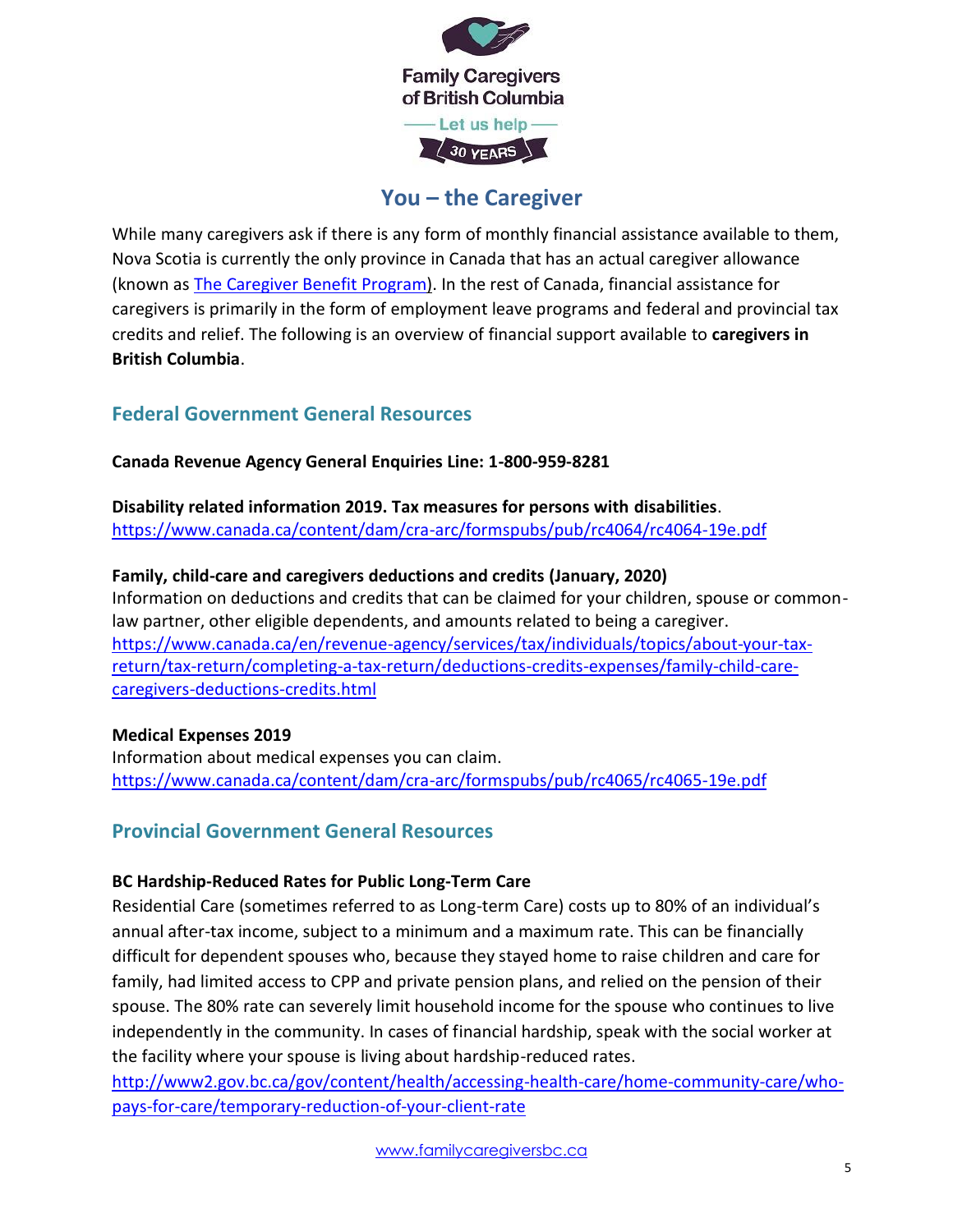Family Caregivers of British Columbia

Let us help

30 YEARS

# You – the Caregiver

While many caregivers ask if there is any form of monthly financial assistance available to them, Nova Scotia is currently the only province in Canada that has an actual caregiver allowance (known as [The Caregiver Benefit Program](#)). In the rest of Canada, financial assistance for caregivers is primarily in the form of employment leave programs and federal and provincial tax credits and relief. The following is an overview of financial support available to **caregivers in British Columbia**.

## Federal Government General Resources

**Canada Revenue Agency General Enquiries Line: 1-800-959-8281**

**Disability related information 2019. Tax measures for persons with disabilities**.
https://www.canada.ca/content/dam/cra-arc/formspubs/pub/rc4064/rc4064-19e.pdf

**Family, child-care and caregivers deductions and credits (January, 2020)**
Information on deductions and credits that can be claimed for your children, spouse or common-law partner, other eligible dependents, and amounts related to being a caregiver.
https://www.canada.ca/en/revenue-agency/services/tax/individuals/topics/about-your-tax-return/tax-return/completing-a-tax-return/deductions-credits-expenses/family-child-care-caregivers-deductions-credits.html

**Medical Expenses 2019**
Information about medical expenses you can claim.
https://www.canada.ca/content/dam/cra-arc/formspubs/pub/rc4065/rc4065-19e.pdf

## Provincial Government General Resources

**BC Hardship-Reduced Rates for Public Long-Term Care**
Residential Care (sometimes referred to as Long-term Care) costs up to 80% of an individual's annual after-tax income, subject to a minimum and a maximum rate. This can be financially difficult for dependent spouses who, because they stayed home to raise children and care for family, had limited access to CPP and private pension plans, and relied on the pension of their spouse. The 80% rate can severely limit household income for the spouse who continues to live independently in the community. In cases of financial hardship, speak with the social worker at the facility where your spouse is living about hardship-reduced rates.
http://www2.gov.bc.ca/gov/content/health/accessing-health-care/home-community-care/who-pays-for-care/temporary-reduction-of-your-client-rate

www.familycaregiversbc.ca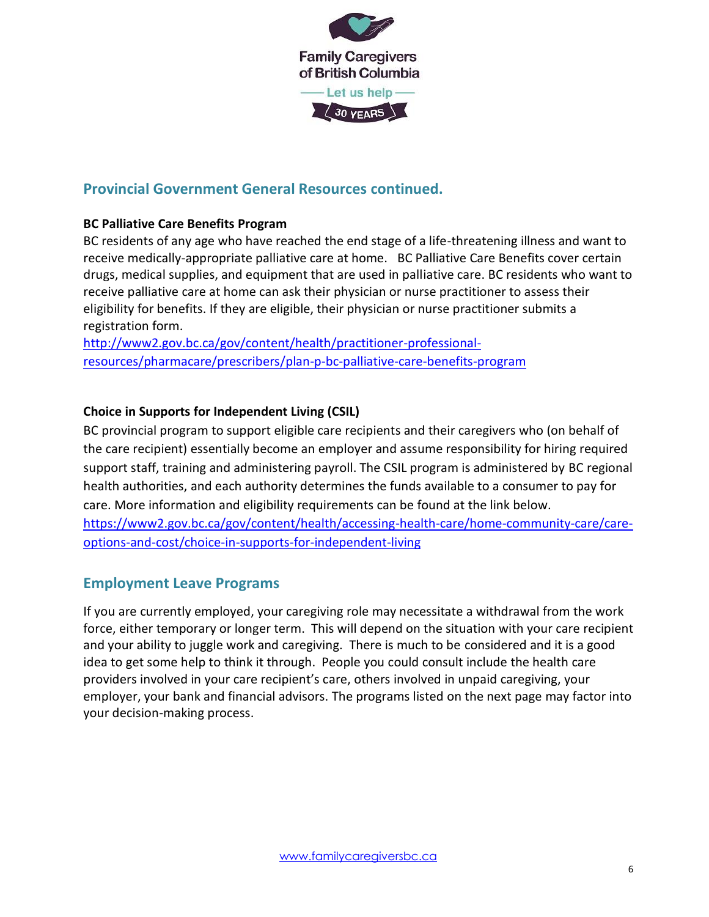## Provincial Government General Resources continued.

**BC Palliative Care Benefits Program**

BC residents of any age who have reached the end stage of a life-threatening illness and want to receive medically-appropriate palliative care at home. BC Palliative Care Benefits cover certain drugs, medical supplies, and equipment that are used in palliative care. BC residents who want to receive palliative care at home can ask their physician or nurse practitioner to assess their eligibility for benefits. If they are eligible, their physician or nurse practitioner submits a registration form.

http://www2.gov.bc.ca/gov/content/health/practitioner-professional-resources/pharmacare/prescribers/plan-p-bc-palliative-care-benefits-program

**Choice in Supports for Independent Living (CSIL)**

BC provincial program to support eligible care recipients and their caregivers who (on behalf of the care recipient) essentially become an employer and assume responsibility for hiring required support staff, training and administering payroll. The CSIL program is administered by BC regional health authorities, and each authority determines the funds available to a consumer to pay for care. More information and eligibility requirements can be found at the link below.

https://www2.gov.bc.ca/gov/content/health/accessing-health-care/home-community-care/care-options-and-cost/choice-in-supports-for-independent-living

## Employment Leave Programs

If you are currently employed, your caregiving role may necessitate a withdrawal from the work force, either temporary or longer term. This will depend on the situation with your care recipient and your ability to juggle work and caregiving. There is much to be considered and it is a good idea to get some help to think it through. People you could consult include the health care providers involved in your care recipient's care, others involved in unpaid caregiving, your employer, your bank and financial advisors. The programs listed on the next page may factor into your decision-making process.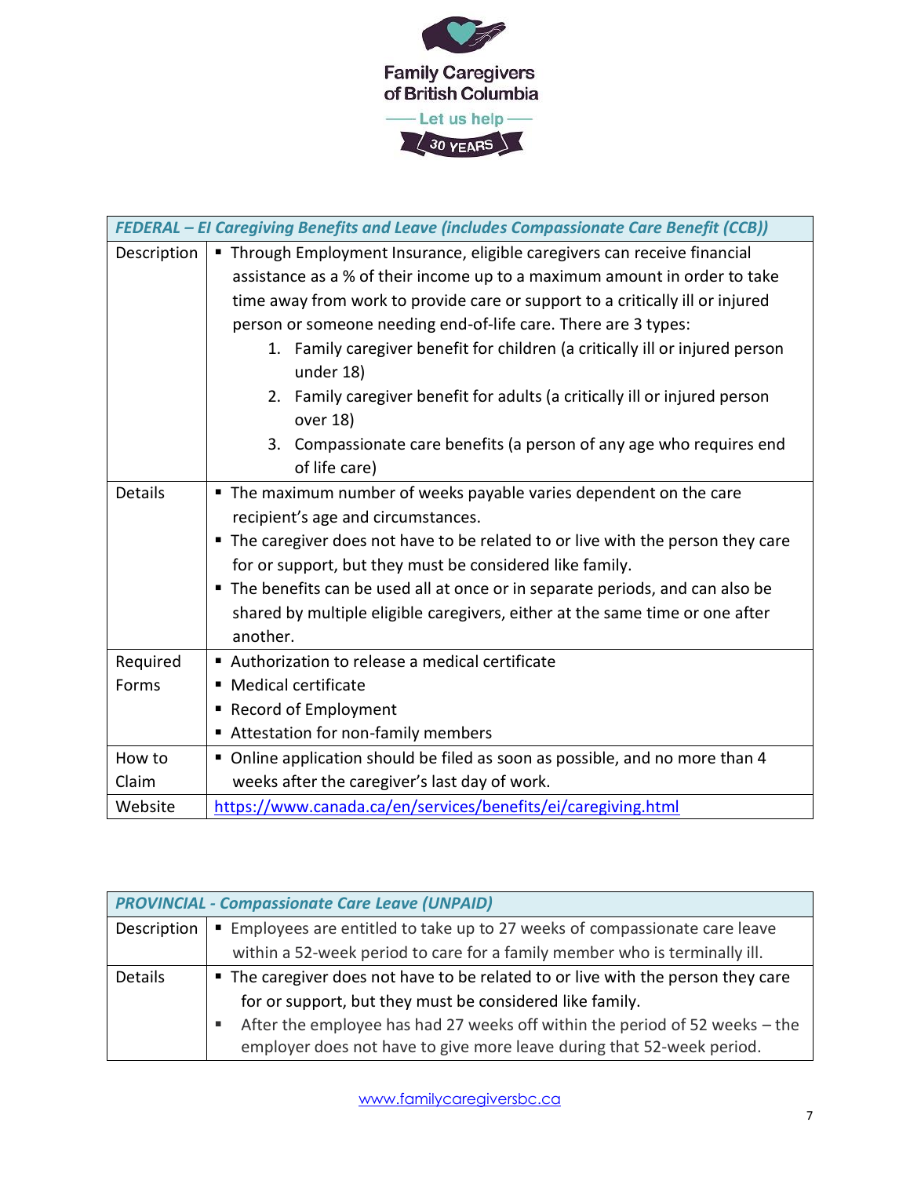| *FEDERAL – EI Caregiving Benefits and Leave (includes Compassionate Care Benefit (CCB))* | |
|---|---|
| Description | ▪ Through Employment Insurance, eligible caregivers can receive financial assistance as a % of their income up to a maximum amount in order to take time away from work to provide care or support to a critically ill or injured person or someone needing end-of-life care. There are 3 types:<br>1. Family caregiver benefit for children (a critically ill or injured person under 18)<br>2. Family caregiver benefit for adults (a critically ill or injured person over 18)<br>3. Compassionate care benefits (a person of any age who requires end of life care) |
| Details | ▪ The maximum number of weeks payable varies dependent on the care recipient's age and circumstances.<br>▪ The caregiver does not have to be related to or live with the person they care for or support, but they must be considered like family.<br>▪ The benefits can be used all at once or in separate periods, and can also be shared by multiple eligible caregivers, either at the same time or one after another. |
| Required Forms | ▪ Authorization to release a medical certificate<br>▪ Medical certificate<br>▪ Record of Employment<br>▪ Attestation for non-family members |
| How to Claim | ▪ Online application should be filed as soon as possible, and no more than 4 weeks after the caregiver's last day of work. |
| Website | https://www.canada.ca/en/services/benefits/ei/caregiving.html |

| *PROVINCIAL - Compassionate Care Leave (UNPAID)* | |
|---|---|
| Description | ▪ Employees are entitled to take up to 27 weeks of compassionate care leave within a 52-week period to care for a family member who is terminally ill. |
| Details | ▪ The caregiver does not have to be related to or live with the person they care for or support, but they must be considered like family.<br>▪ After the employee has had 27 weeks off within the period of 52 weeks – the employer does not have to give more leave during that 52-week period. |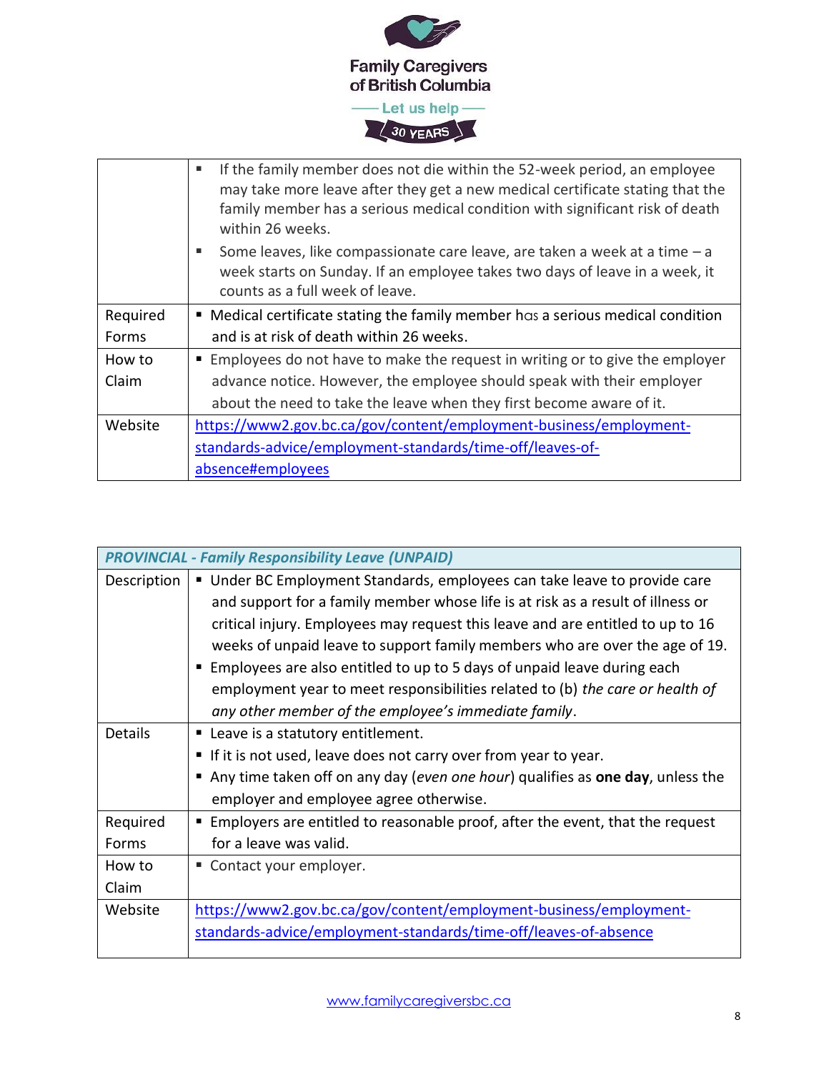| | |
|---|---|
| | ▪ If the family member does not die within the 52-week period, an employee may take more leave after they get a new medical certificate stating that the family member has a serious medical condition with significant risk of death within 26 weeks.<br>▪ Some leaves, like compassionate care leave, are taken a week at a time – a week starts on Sunday. If an employee takes two days of leave in a week, it counts as a full week of leave. |
| Required Forms | ▪ Medical certificate stating the family member has a serious medical condition and is at risk of death within 26 weeks. |
| How to Claim | ▪ Employees do not have to make the request in writing or to give the employer advance notice. However, the employee should speak with their employer about the need to take the leave when they first become aware of it. |
| Website | https://www2.gov.bc.ca/gov/content/employment-business/employment-standards-advice/employment-standards/time-off/leaves-of-absence#employees |

| ***PROVINCIAL - Family Responsibility Leave (UNPAID)*** | |
|---|---|
| Description | ▪ Under BC Employment Standards, employees can take leave to provide care and support for a family member whose life is at risk as a result of illness or critical injury. Employees may request this leave and are entitled to up to 16 weeks of unpaid leave to support family members who are over the age of 19.<br>▪ Employees are also entitled to up to 5 days of unpaid leave during each employment year to meet responsibilities related to (b) *the care or health of any other member of the employee's immediate family*. |
| Details | ▪ Leave is a statutory entitlement.<br>▪ If it is not used, leave does not carry over from year to year.<br>▪ Any time taken off on any day (*even one hour*) qualifies as **one day**, unless the employer and employee agree otherwise. |
| Required Forms | ▪ Employers are entitled to reasonable proof, after the event, that the request for a leave was valid. |
| How to Claim | ▪ Contact your employer. |
| Website | https://www2.gov.bc.ca/gov/content/employment-business/employment-standards-advice/employment-standards/time-off/leaves-of-absence |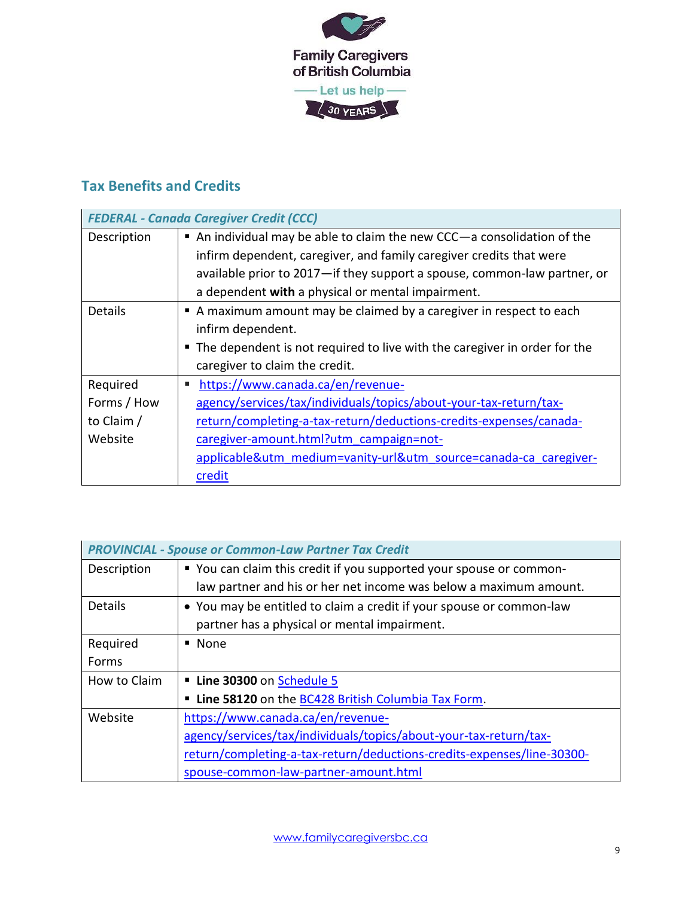Family Caregivers of British Columbia

Let us help

30 YEARS

## Tax Benefits and Credits

| ***FEDERAL - Canada Caregiver Credit (CCC)*** | |
|---|---|
| Description | ▪ An individual may be able to claim the new CCC—a consolidation of the infirm dependent, caregiver, and family caregiver credits that were available prior to 2017—if they support a spouse, common-law partner, or a dependent **with** a physical or mental impairment. |
| Details | ▪ A maximum amount may be claimed by a caregiver in respect to each infirm dependent.<br>▪ The dependent is not required to live with the caregiver in order for the caregiver to claim the credit. |
| Required Forms / How to Claim / Website | ▪ https://www.canada.ca/en/revenue-agency/services/tax/individuals/topics/about-your-tax-return/tax-return/completing-a-tax-return/deductions-credits-expenses/canada-caregiver-amount.html?utm_campaign=not-applicable&utm_medium=vanity-url&utm_source=canada-ca_caregiver-credit |

| ***PROVINCIAL - Spouse or Common-Law Partner Tax Credit*** | |
|---|---|
| Description | ▪ You can claim this credit if you supported your spouse or common-law partner and his or her net income was below a maximum amount. |
| Details | • You may be entitled to claim a credit if your spouse or common-law partner has a physical or mental impairment. |
| Required Forms | ▪ None |
| How to Claim | ▪ **Line 30300** on Schedule 5<br>▪ **Line 58120** on the BC428 British Columbia Tax Form. |
| Website | https://www.canada.ca/en/revenue-agency/services/tax/individuals/topics/about-your-tax-return/tax-return/completing-a-tax-return/deductions-credits-expenses/line-30300-spouse-common-law-partner-amount.html |

www.familycaregiversbc.ca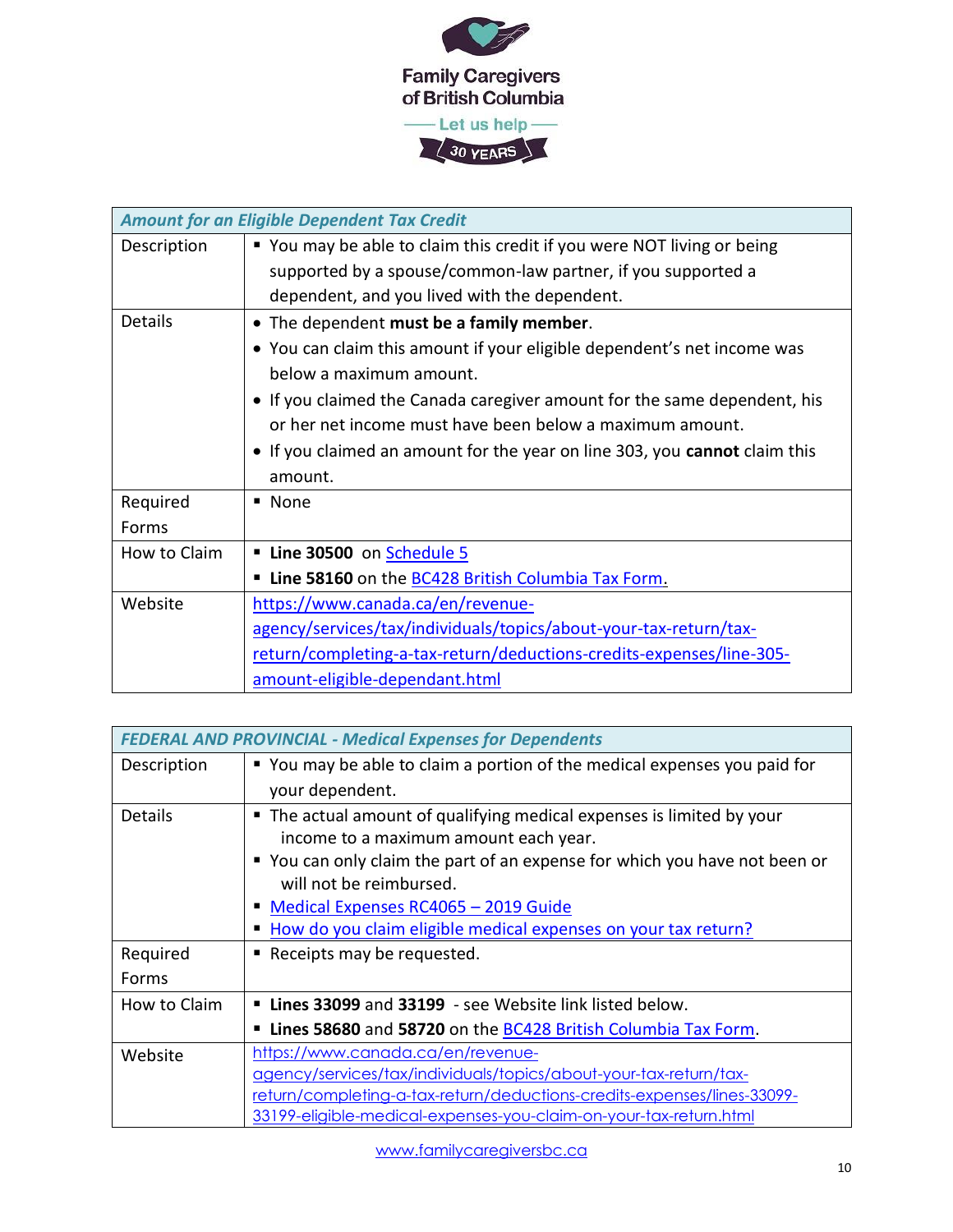Family Caregivers of British Columbia

Let us help

30 YEARS

| *Amount for an Eligible Dependent Tax Credit* | |
|---|---|
| Description | ▪ You may be able to claim this credit if you were NOT living or being supported by a spouse/common-law partner, if you supported a dependent, and you lived with the dependent. |
| Details | • The dependent **must be a family member**.<br>• You can claim this amount if your eligible dependent's net income was below a maximum amount.<br>• If you claimed the Canada caregiver amount for the same dependent, his or her net income must have been below a maximum amount.<br>• If you claimed an amount for the year on line 303, you **cannot** claim this amount. |
| Required Forms | ▪ None |
| How to Claim | ▪ **Line 30500** on Schedule 5<br>▪ **Line 58160** on the BC428 British Columbia Tax Form. |
| Website | https://www.canada.ca/en/revenue-agency/services/tax/individuals/topics/about-your-tax-return/tax-return/completing-a-tax-return/deductions-credits-expenses/line-305-amount-eligible-dependant.html |

| *FEDERAL AND PROVINCIAL - Medical Expenses for Dependents* | |
|---|---|
| Description | ▪ You may be able to claim a portion of the medical expenses you paid for your dependent. |
| Details | ▪ The actual amount of qualifying medical expenses is limited by your income to a maximum amount each year.<br>▪ You can only claim the part of an expense for which you have not been or will not be reimbursed.<br>▪ Medical Expenses RC4065 – 2019 Guide<br>▪ How do you claim eligible medical expenses on your tax return? |
| Required Forms | ▪ Receipts may be requested. |
| How to Claim | ▪ **Lines 33099** and **33199** - see Website link listed below.<br>▪ **Lines 58680** and **58720** on the BC428 British Columbia Tax Form. |
| Website | https://www.canada.ca/en/revenue-agency/services/tax/individuals/topics/about-your-tax-return/tax-return/completing-a-tax-return/deductions-credits-expenses/lines-33099-33199-eligible-medical-expenses-you-claim-on-your-tax-return.html |

www.familycaregiversbc.ca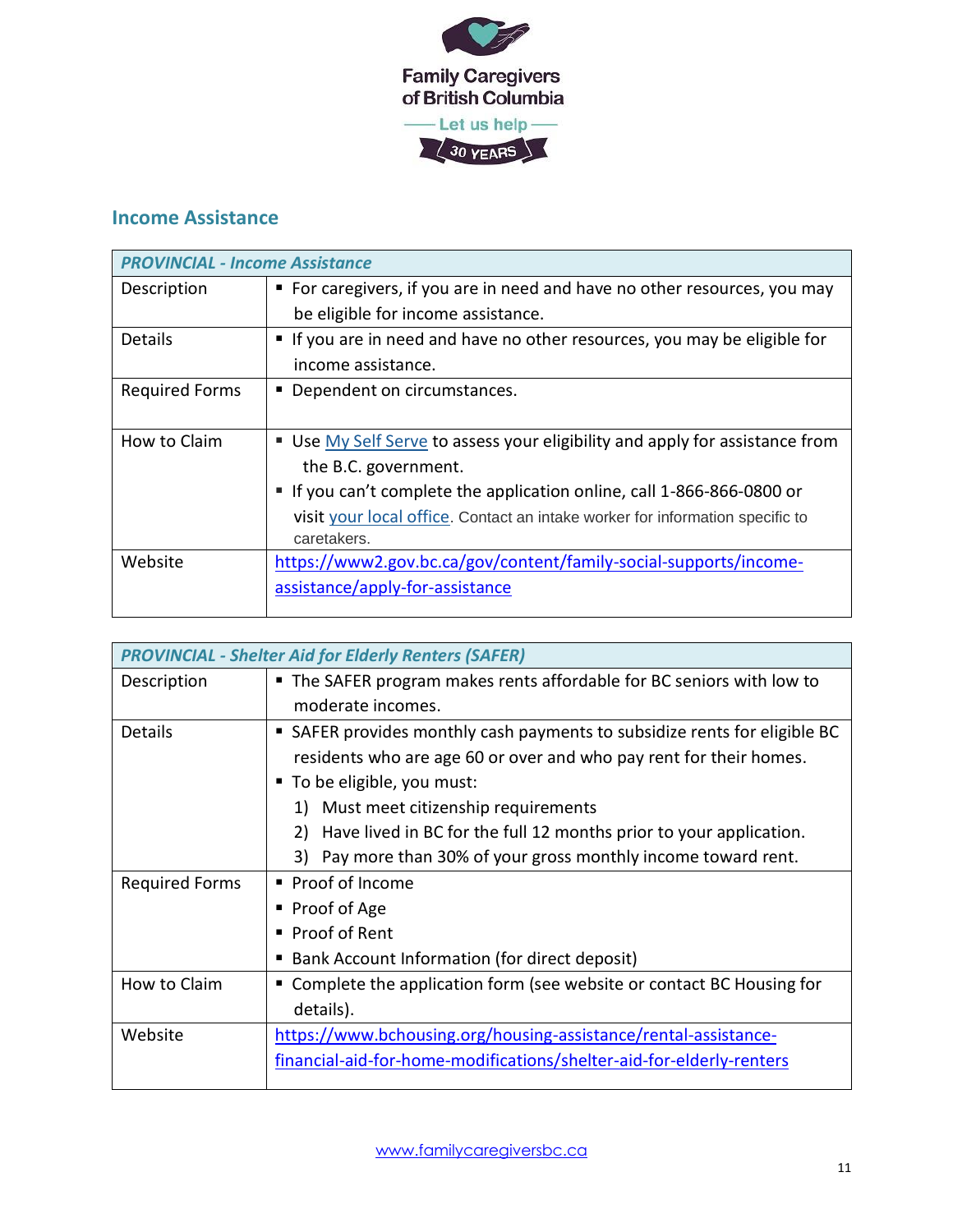## Income Assistance

| PROVINCIAL - Income Assistance | |
|---|---|
| Description | ▪ For caregivers, if you are in need and have no other resources, you may be eligible for income assistance. |
| Details | ▪ If you are in need and have no other resources, you may be eligible for income assistance. |
| Required Forms | ▪ Dependent on circumstances. |
| How to Claim | ▪ Use My Self Serve to assess your eligibility and apply for assistance from the B.C. government.<br>▪ If you can't complete the application online, call 1-866-866-0800 or visit your local office. Contact an intake worker for information specific to caretakers. |
| Website | https://www2.gov.bc.ca/gov/content/family-social-supports/income-assistance/apply-for-assistance |

| PROVINCIAL - Shelter Aid for Elderly Renters (SAFER) | |
|---|---|
| Description | ▪ The SAFER program makes rents affordable for BC seniors with low to moderate incomes. |
| Details | ▪ SAFER provides monthly cash payments to subsidize rents for eligible BC residents who are age 60 or over and who pay rent for their homes.<br>▪ To be eligible, you must:<br>1) Must meet citizenship requirements<br>2) Have lived in BC for the full 12 months prior to your application.<br>3) Pay more than 30% of your gross monthly income toward rent. |
| Required Forms | ▪ Proof of Income<br>▪ Proof of Age<br>▪ Proof of Rent<br>▪ Bank Account Information (for direct deposit) |
| How to Claim | ▪ Complete the application form (see website or contact BC Housing for details). |
| Website | https://www.bchousing.org/housing-assistance/rental-assistance-financial-aid-for-home-modifications/shelter-aid-for-elderly-renters |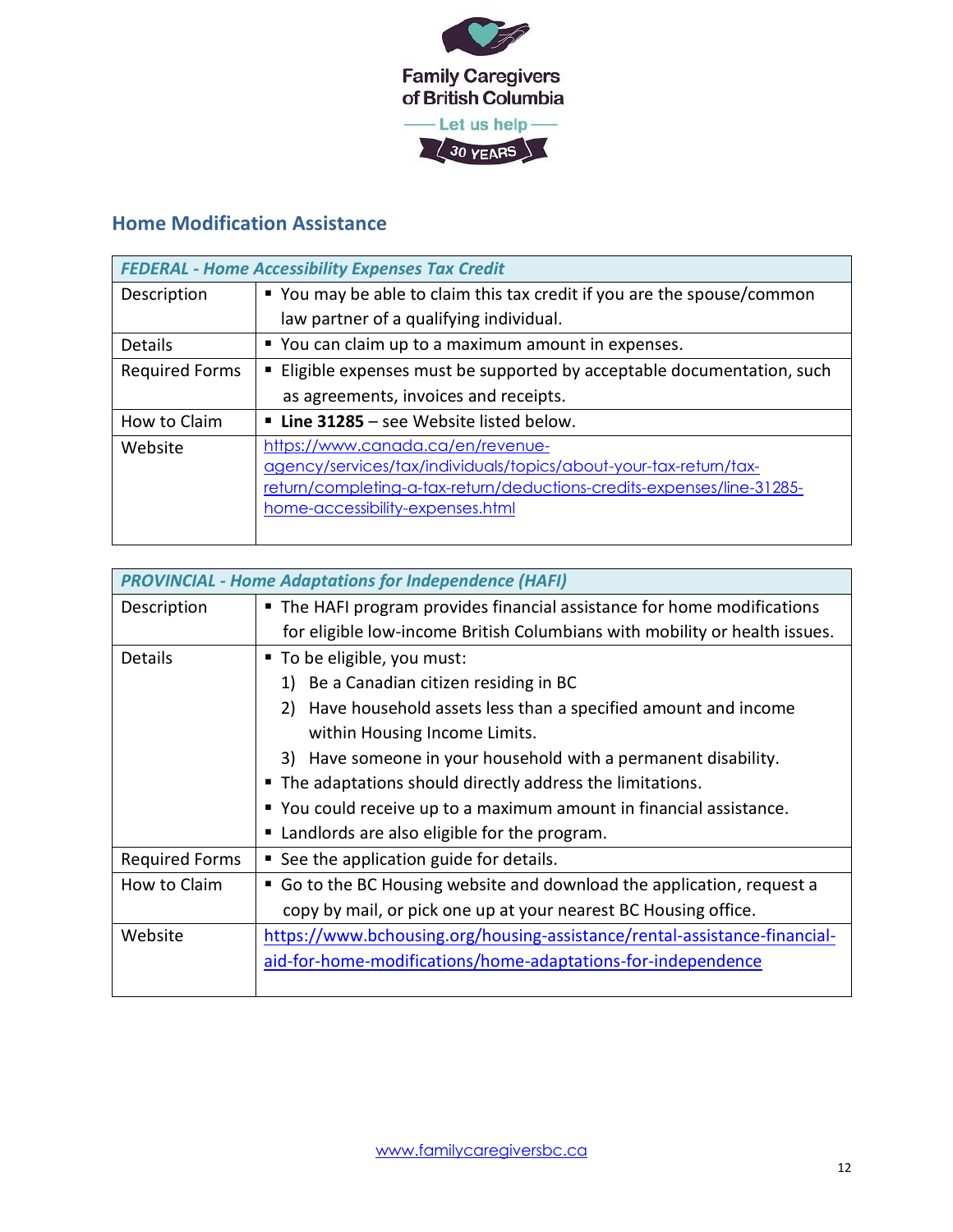Family Caregivers of British Columbia

Let us help

30 YEARS

## Home Modification Assistance

| *FEDERAL - Home Accessibility Expenses Tax Credit* | |
|---|---|
| Description | ▪ You may be able to claim this tax credit if you are the spouse/common law partner of a qualifying individual. |
| Details | ▪ You can claim up to a maximum amount in expenses. |
| Required Forms | ▪ Eligible expenses must be supported by acceptable documentation, such as agreements, invoices and receipts. |
| How to Claim | ▪ **Line 31285** – see Website listed below. |
| Website | https://www.canada.ca/en/revenue-agency/services/tax/individuals/topics/about-your-tax-return/tax-return/completing-a-tax-return/deductions-credits-expenses/line-31285-home-accessibility-expenses.html |

| *PROVINCIAL - Home Adaptations for Independence (HAFI)* | |
|---|---|
| Description | ▪ The HAFI program provides financial assistance for home modifications for eligible low-income British Columbians with mobility or health issues. |
| Details | ▪ To be eligible, you must:<br>1) Be a Canadian citizen residing in BC<br>2) Have household assets less than a specified amount and income within Housing Income Limits.<br>3) Have someone in your household with a permanent disability.<br>▪ The adaptations should directly address the limitations.<br>▪ You could receive up to a maximum amount in financial assistance.<br>▪ Landlords are also eligible for the program. |
| Required Forms | ▪ See the application guide for details. |
| How to Claim | ▪ Go to the BC Housing website and download the application, request a copy by mail, or pick one up at your nearest BC Housing office. |
| Website | https://www.bchousing.org/housing-assistance/rental-assistance-financial-aid-for-home-modifications/home-adaptations-for-independence |

www.familycaregiversbc.ca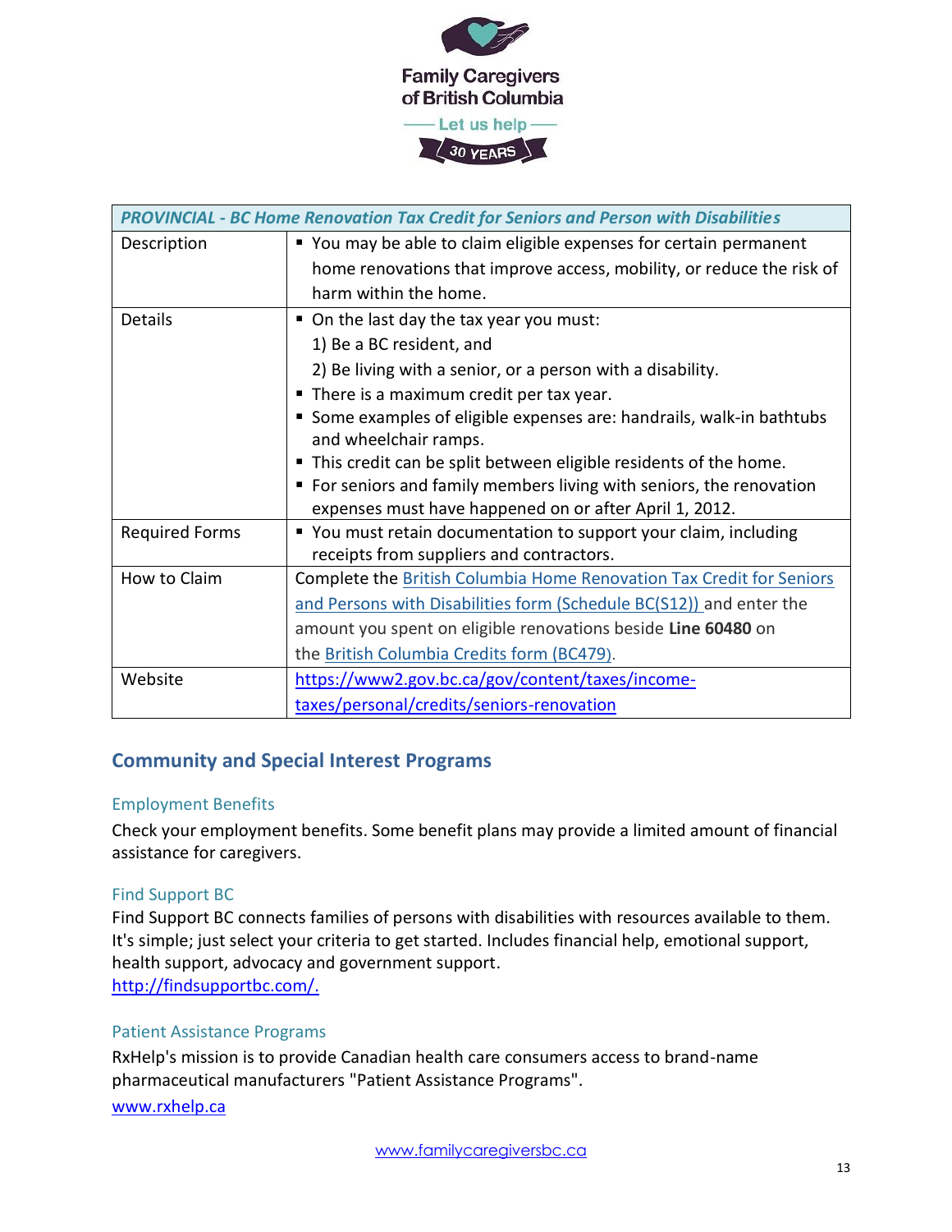| *PROVINCIAL - BC Home Renovation Tax Credit for Seniors and Person with Disabilities* | |
|---|---|
| Description | ▪ You may be able to claim eligible expenses for certain permanent home renovations that improve access, mobility, or reduce the risk of harm within the home. |
| Details | ▪ On the last day the tax year you must:<br>1) Be a BC resident, and<br>2) Be living with a senior, or a person with a disability.<br>▪ There is a maximum credit per tax year.<br>▪ Some examples of eligible expenses are: handrails, walk-in bathtubs and wheelchair ramps.<br>▪ This credit can be split between eligible residents of the home.<br>▪ For seniors and family members living with seniors, the renovation expenses must have happened on or after April 1, 2012. |
| Required Forms | ▪ You must retain documentation to support your claim, including receipts from suppliers and contractors. |
| How to Claim | Complete the British Columbia Home Renovation Tax Credit for Seniors and Persons with Disabilities form (Schedule BC(S12)) and enter the amount you spent on eligible renovations beside **Line 60480** on the British Columbia Credits form (BC479). |
| Website | https://www2.gov.bc.ca/gov/content/taxes/income-taxes/personal/credits/seniors-renovation |

## Community and Special Interest Programs

### Employment Benefits

Check your employment benefits. Some benefit plans may provide a limited amount of financial assistance for caregivers.

### Find Support BC

Find Support BC connects families of persons with disabilities with resources available to them. It's simple; just select your criteria to get started. Includes financial help, emotional support, health support, advocacy and government support.
http://findsupportbc.com/.

### Patient Assistance Programs

RxHelp's mission is to provide Canadian health care consumers access to brand-name pharmaceutical manufacturers "Patient Assistance Programs".
www.rxhelp.ca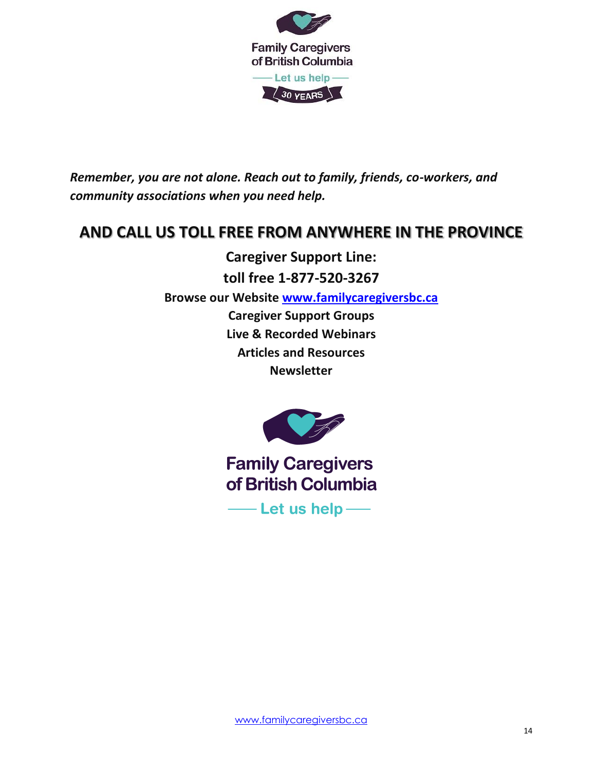Family Caregivers of British Columbia

Let us help

30 YEARS

***Remember, you are not alone. Reach out to family, friends, co-workers, and community associations when you need help.***

## AND CALL US TOLL FREE FROM ANYWHERE IN THE PROVINCE

**Caregiver Support Line:**

**toll free 1-877-520-3267**

**Browse our Website [www.familycaregiversbc.ca](http://www.familycaregiversbc.ca)**

**Caregiver Support Groups**

**Live & Recorded Webinars**

**Articles and Resources**

**Newsletter**

Family Caregivers of British Columbia

Let us help

www.familycaregiversbc.ca